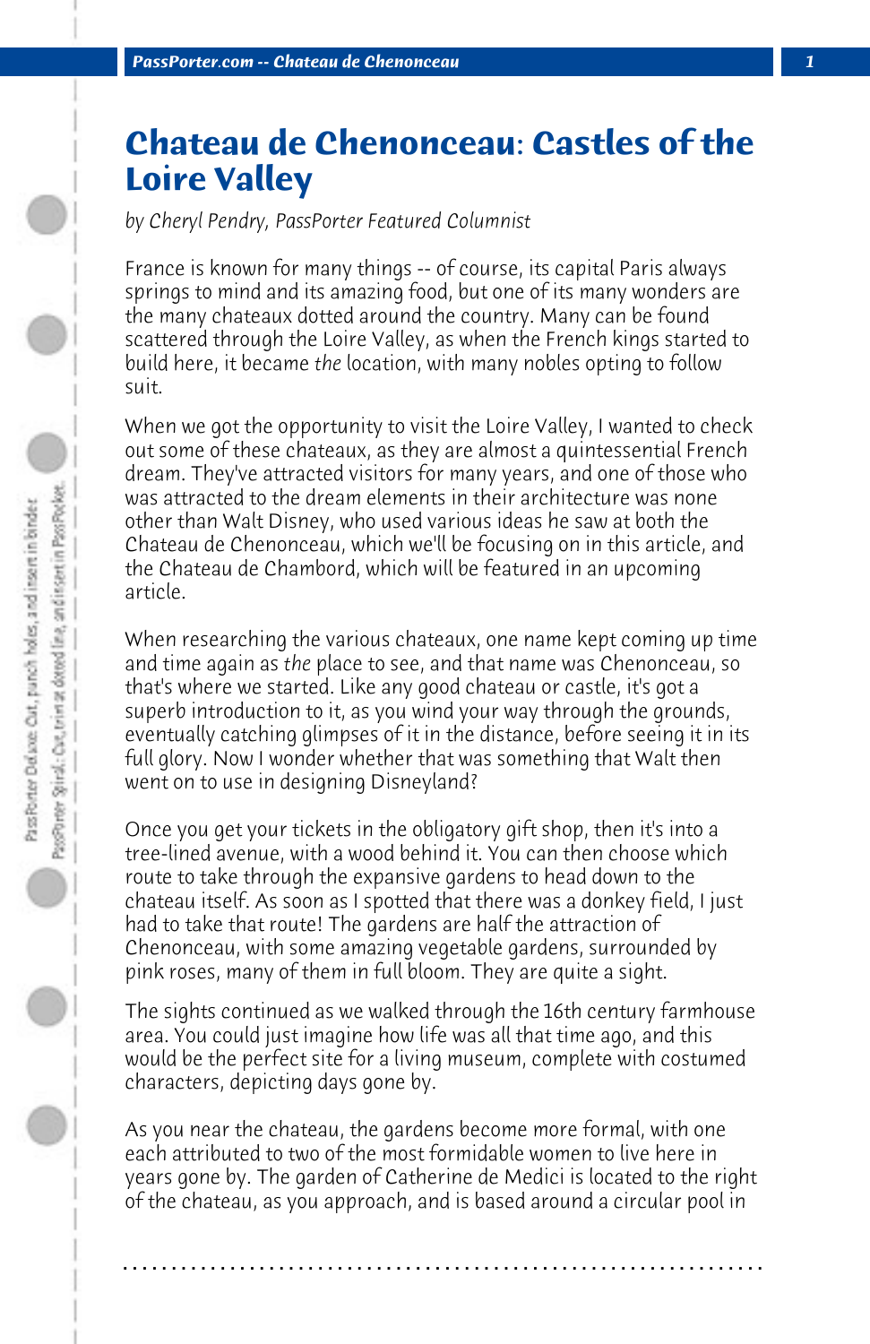# Chateau de Chenonceau: Castles of the Loire Valley

*by Cheryl Pendry, PassPorter Featured Columnist*

France is known for many things -- of course, its capital Paris always springs to mind and its amazing food, but one of its many wonders are the many chateaux dotted around the country. Many can be found scattered through the Loire Valley, as when the French kings started to build here, it became *the* location, with many nobles opting to follow suit.

When we got the opportunity to visit the Loire Valley, I wanted to check out some of these chateaux, as they are almost a quintessential French dream. They've attracted visitors for many years, and one of those who was attracted to the dream elements in their architecture was none other than Walt Disney, who used various ideas he saw at both the Chateau de Chenonceau, which we'll be focusing on in this article, and the Chateau de Chambord, which will be featured in an upcoming article.

When researching the various chateaux, one name kept coming up time and time again as *the* place to see, and that name was Chenonceau, so that's where we started. Like any good chateau or castle, it's got a superb introduction to it, as you wind your way through the grounds, eventually catching glimpses of it in the distance, before seeing it in its full glory. Now I wonder whether that was something that Walt then went on to use in designing Disneyland?

Once you get your tickets in the obligatory gift shop, then it's into a tree-lined avenue, with a wood behind it. You can then choose which route to take through the expansive gardens to head down to the chateau itself. As soon as I spotted that there was a donkey field, I just had to take that route! The gardens are half the attraction of Chenonceau, with some amazing vegetable gardens, surrounded by pink roses, many of them in full bloom. They are quite a sight.

The sights continued as we walked through the 16th century farmhouse area. You could just imagine how life was all that time ago, and this would be the perfect site for a living museum, complete with costumed characters, depicting days gone by.

As you near the chateau, the gardens become more formal, with one each attributed to two of the most formidable women to live here in years gone by. The garden of Catherine de Medici is located to the right of the chateau, as you approach, and is based around a circular pool in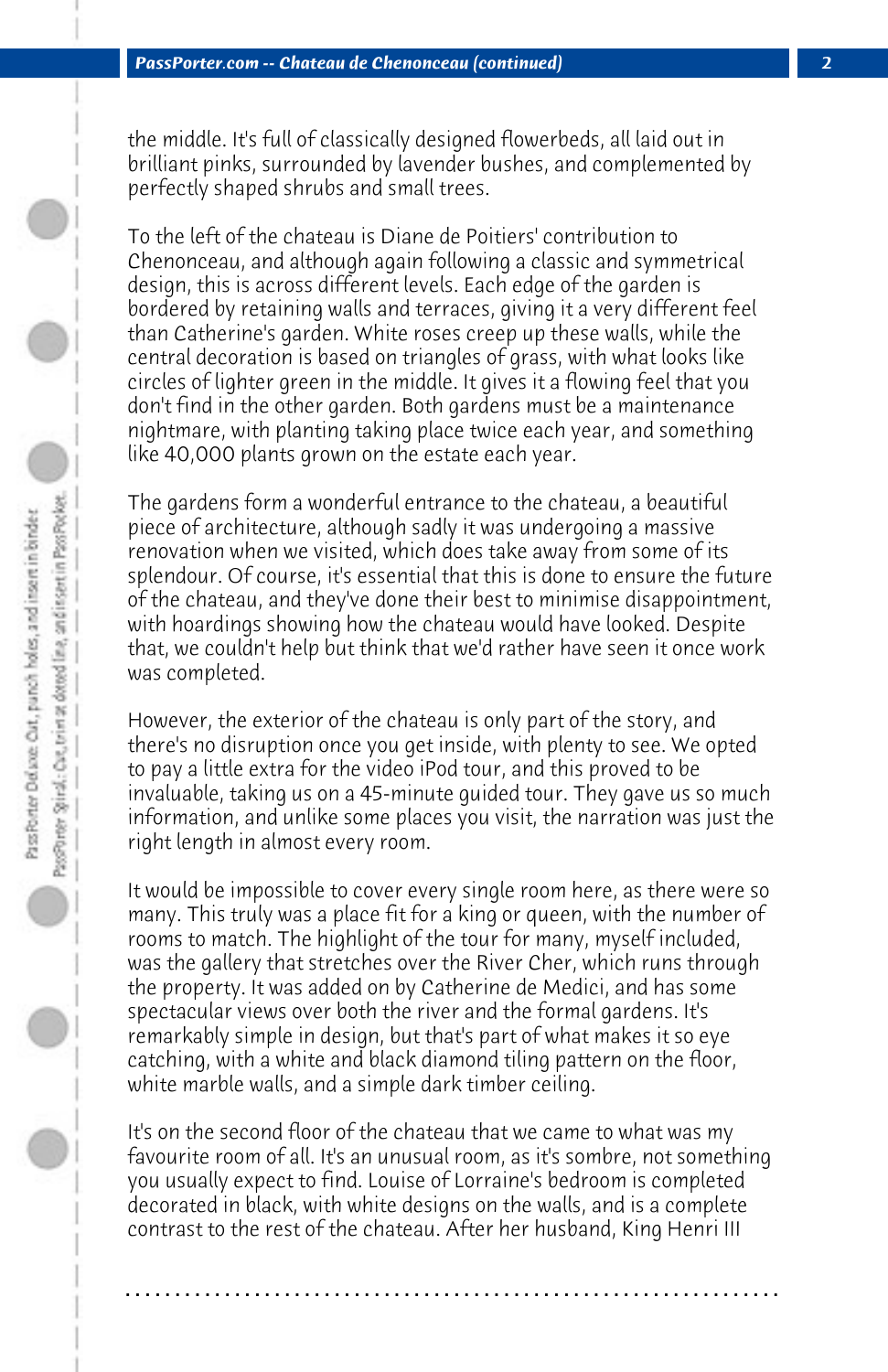the middle. It's full of classically designed flowerbeds, all laid out in brilliant pinks, surrounded by lavender bushes, and complemented by perfectly shaped shrubs and small trees.

To the left of the chateau is Diane de Poitiers' contribution to Chenonceau, and although again following a classic and symmetrical design, this is across different levels. Each edge of the garden is bordered by retaining walls and terraces, giving it a very different feel than Catherine's garden. White roses creep up these walls, while the central decoration is based on triangles of grass, with what looks like circles of lighter green in the middle. It gives it a flowing feel that you don't find in the other garden. Both gardens must be a maintenance nightmare, with planting taking place twice each year, and something like 40,000 plants grown on the estate each year.

The gardens form a wonderful entrance to the chateau, a beautiful piece of architecture, although sadly it was undergoing a massive renovation when we visited, which does take away from some of its splendour. Of course, it's essential that this is done to ensure the future of the chateau, and they've done their best to minimise disappointment, with hoardings showing how the chateau would have looked. Despite that, we couldn't help but think that we'd rather have seen it once work was completed.

However, the exterior of the chateau is only part of the story, and there's no disruption once you get inside, with plenty to see. We opted to pay a little extra for the video iPod tour, and this proved to be invaluable, taking us on a 45-minute guided tour. They gave us so much information, and unlike some places you visit, the narration was just the right length in almost every room.

It would be impossible to cover every single room here, as there were so many. This truly was a place fit for a king or queen, with the number of rooms to match. The highlight of the tour for many, myself included, was the gallery that stretches over the River Cher, which runs through the property. It was added on by Catherine de Medici, and has some spectacular views over both the river and the formal gardens. It's remarkably simple in design, but that's part of what makes it so eye catching, with a white and black diamond tiling pattern on the floor, white marble walls, and a simple dark timber ceiling.

It's on the second floor of the chateau that we came to what was my favourite room of all. It's an unusual room, as it's sombre, not something you usually expect to find. Louise of Lorraine's bedroom is completed decorated in black, with white designs on the walls, and is a complete contrast to the rest of the chateau. After her husband, King Henri III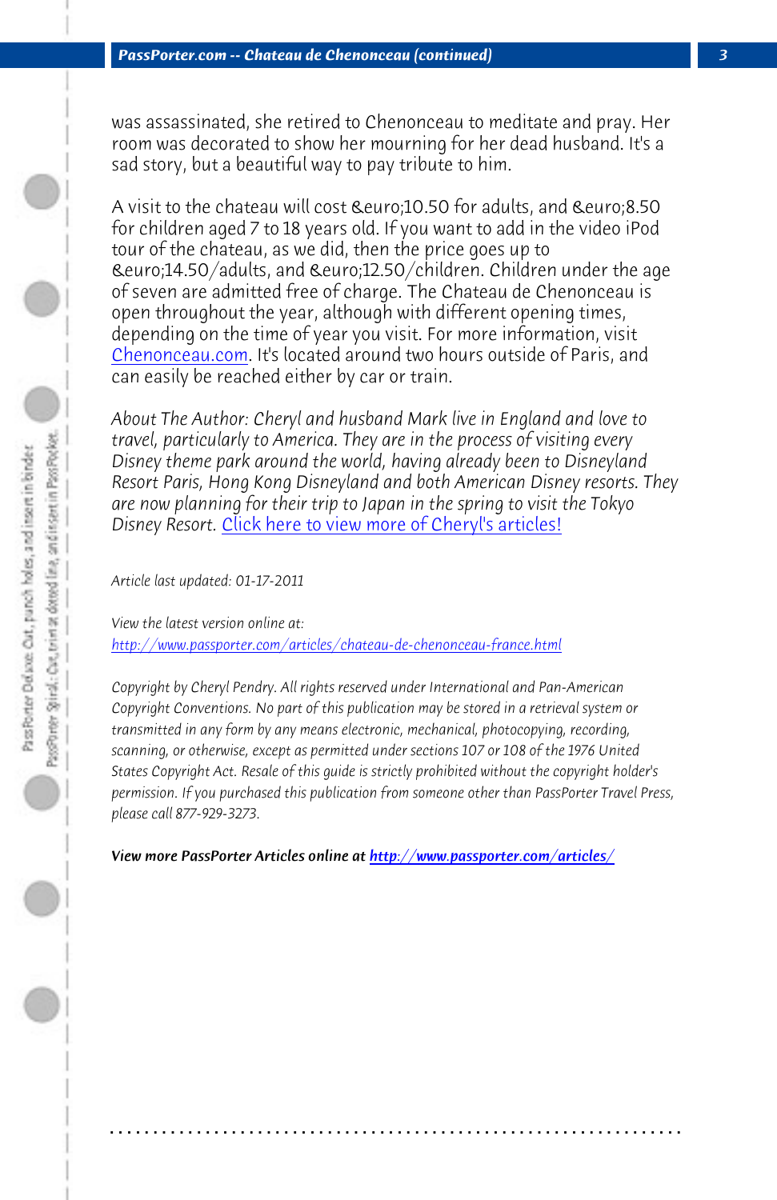was assassinated, she retired to Chenonceau to meditate and pray. Her room was decorated to show her mourning for her dead husband. It's a sad story, but a beautiful way to pay tribute to him.

A visit to the chateau will cost &euro;10.50 for adults, and &euro;8.50 for children aged 7 to 18 years old. If you want to add in the video iPod tour of the chateau, as we did, then the price goes up to &euro;14.50/adults, and &euro;12.50/children. Children under the age of seven are admitted free of charge. The Chateau de Chenonceau is open throughout the year, although with different opening times, depending on the time of year you visit. For more information, visit Chenonceau.com. It's located around two hours outside of Paris, and can easily be reached either by car or train.

*About The Author: Cheryl and husband Mark live in England and love to travel, particularly to America. They are in the process of visiting every Disney theme park around the world, having already been to Disneyland Resort Paris, Hong Kong Disneyland and both American Disney resorts. They are now planning for their trip to Japan in the spring to visit the Tokyo Disney Resort.* Click here to view more of Cheryl's articles!

*Article last updated: 01-17-2011*

*View the latest version online at:*
*http://www.passporter.com/articles/chateau-de-chenonceau-france.html*

*Copyright by Cheryl Pendry. All rights reserved under International and Pan-American Copyright Conventions. No part of this publication may be stored in a retrieval system or transmitted in any form by any means electronic, mechanical, photocopying, recording, scanning, or otherwise, except as permitted under sections 107 or 108 of the 1976 United States Copyright Act. Resale of this guide is strictly prohibited without the copyright holder's permission. If you purchased this publication from someone other than PassPorter Travel Press, please call 877-929-3273.*

***View more PassPorter Articles online at http://www.passporter.com/articles/***